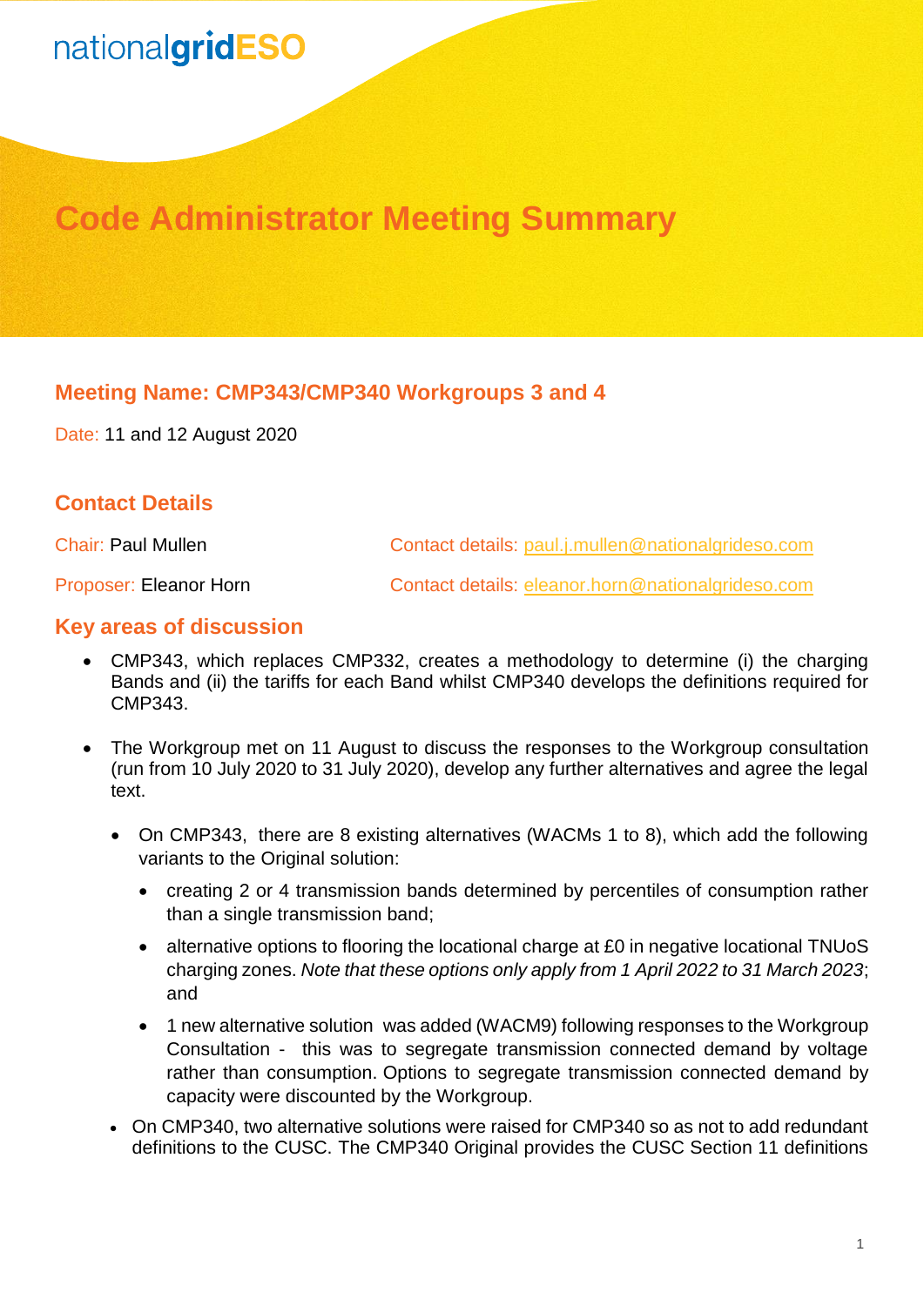nationalgridESO

# Code Administrator Meeting Summary

## Meeting Name: CMP343/CMP340 Workgroups 3 and 4

Date: 11 and 12 August 2020

## Contact Details

Chair: Paul Mullen — Contact details: paul.j.mullen@nationalgrideso.com

Proposer: Eleanor Horn — Contact details: eleanor.horn@nationalgrideso.com

## Key areas of discussion

- CMP343, which replaces CMP332, creates a methodology to determine (i) the charging Bands and (ii) the tariffs for each Band whilst CMP340 develops the definitions required for CMP343.
- The Workgroup met on 11 August to discuss the responses to the Workgroup consultation (run from 10 July 2020 to 31 July 2020), develop any further alternatives and agree the legal text.
  - On CMP343, there are 8 existing alternatives (WACMs 1 to 8), which add the following variants to the Original solution:
    - creating 2 or 4 transmission bands determined by percentiles of consumption rather than a single transmission band;
    - alternative options to flooring the locational charge at £0 in negative locational TNUoS charging zones. *Note that these options only apply from 1 April 2022 to 31 March 2023*; and
    - 1 new alternative solution was added (WACM9) following responses to the Workgroup Consultation - this was to segregate transmission connected demand by voltage rather than consumption. Options to segregate transmission connected demand by capacity were discounted by the Workgroup.
  - On CMP340, two alternative solutions were raised for CMP340 so as not to add redundant definitions to the CUSC. The CMP340 Original provides the CUSC Section 11 definitions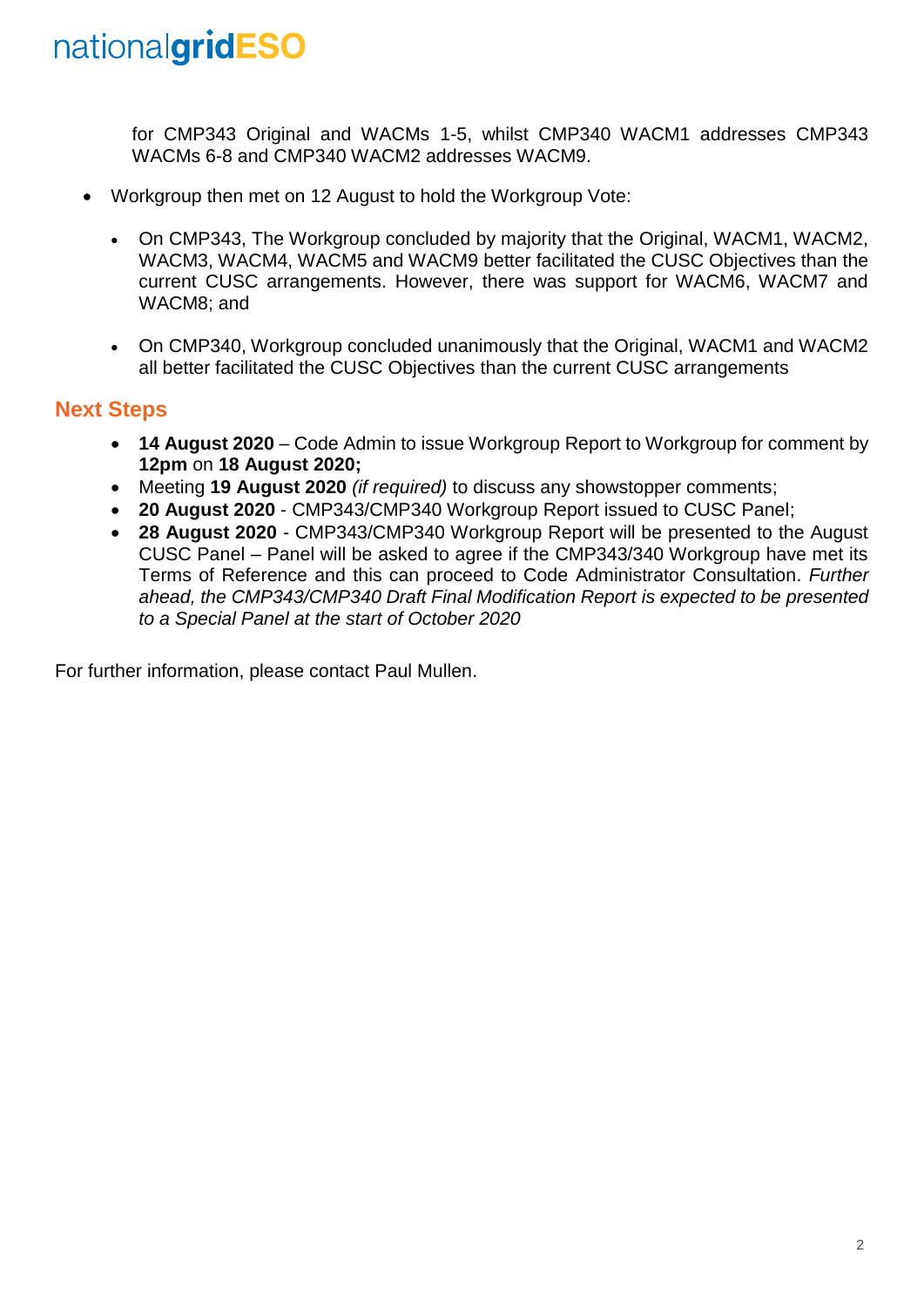for CMP343 Original and WACMs 1-5, whilst CMP340 WACM1 addresses CMP343 WACMs 6-8 and CMP340 WACM2 addresses WACM9.

- Workgroup then met on 12 August to hold the Workgroup Vote:
  - On CMP343, The Workgroup concluded by majority that the Original, WACM1, WACM2, WACM3, WACM4, WACM5 and WACM9 better facilitated the CUSC Objectives than the current CUSC arrangements. However, there was support for WACM6, WACM7 and WACM8; and
  - On CMP340, Workgroup concluded unanimously that the Original, WACM1 and WACM2 all better facilitated the CUSC Objectives than the current CUSC arrangements

## Next Steps

- **14 August 2020** – Code Admin to issue Workgroup Report to Workgroup for comment by **12pm** on **18 August 2020;**
- Meeting **19 August 2020** *(if required)* to discuss any showstopper comments;
- **20 August 2020** - CMP343/CMP340 Workgroup Report issued to CUSC Panel;
- **28 August 2020** - CMP343/CMP340 Workgroup Report will be presented to the August CUSC Panel – Panel will be asked to agree if the CMP343/340 Workgroup have met its Terms of Reference and this can proceed to Code Administrator Consultation. *Further ahead, the CMP343/CMP340 Draft Final Modification Report is expected to be presented to a Special Panel at the start of October 2020*

For further information, please contact Paul Mullen.